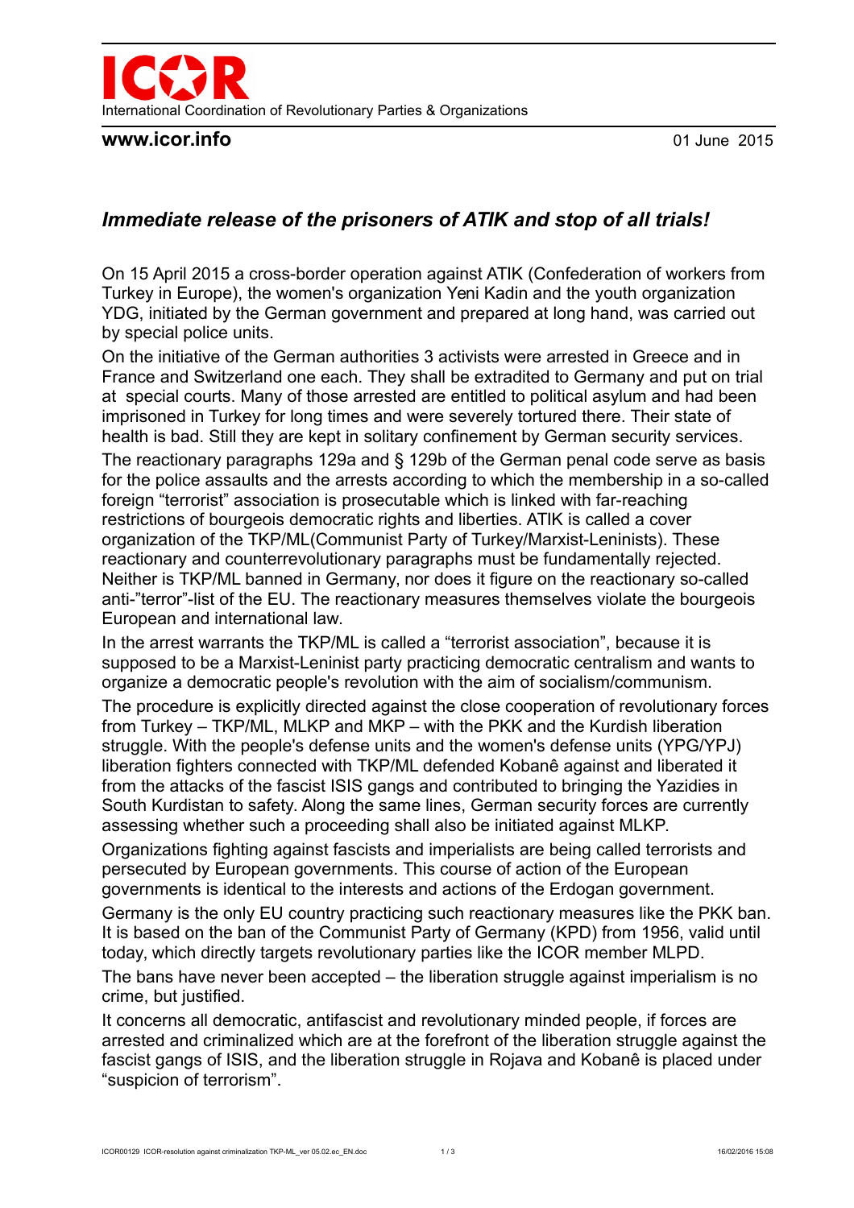# ICOR

International Coordination of Revolutionary Parties & Organizations

**www.icor.info** 01 June 2015

## *Immediate release of the prisoners of ATIK and stop of all trials!*

On 15 April 2015 a cross-border operation against ATIK (Confederation of workers from Turkey in Europe), the women's organization Yeni Kadin and the youth organization YDG, initiated by the German government and prepared at long hand, was carried out by special police units.

On the initiative of the German authorities 3 activists were arrested in Greece and in France and Switzerland one each. They shall be extradited to Germany and put on trial at special courts. Many of those arrested are entitled to political asylum and had been imprisoned in Turkey for long times and were severely tortured there. Their state of health is bad. Still they are kept in solitary confinement by German security services.

The reactionary paragraphs 129a and § 129b of the German penal code serve as basis for the police assaults and the arrests according to which the membership in a so-called foreign "terrorist" association is prosecutable which is linked with far-reaching restrictions of bourgeois democratic rights and liberties. ATIK is called a cover organization of the TKP/ML(Communist Party of Turkey/Marxist-Leninists). These reactionary and counterrevolutionary paragraphs must be fundamentally rejected. Neither is TKP/ML banned in Germany, nor does it figure on the reactionary so-called anti-"terror"-list of the EU. The reactionary measures themselves violate the bourgeois European and international law.

In the arrest warrants the TKP/ML is called a "terrorist association", because it is supposed to be a Marxist-Leninist party practicing democratic centralism and wants to organize a democratic people's revolution with the aim of socialism/communism.

The procedure is explicitly directed against the close cooperation of revolutionary forces from Turkey – TKP/ML, MLKP and MKP – with the PKK and the Kurdish liberation struggle. With the people's defense units and the women's defense units (YPG/YPJ) liberation fighters connected with TKP/ML defended Kobanê against and liberated it from the attacks of the fascist ISIS gangs and contributed to bringing the Yazidies in South Kurdistan to safety. Along the same lines, German security forces are currently assessing whether such a proceeding shall also be initiated against MLKP.

Organizations fighting against fascists and imperialists are being called terrorists and persecuted by European governments. This course of action of the European governments is identical to the interests and actions of the Erdogan government.

Germany is the only EU country practicing such reactionary measures like the PKK ban. It is based on the ban of the Communist Party of Germany (KPD) from 1956, valid until today, which directly targets revolutionary parties like the ICOR member MLPD.

The bans have never been accepted – the liberation struggle against imperialism is no crime, but justified.

It concerns all democratic, antifascist and revolutionary minded people, if forces are arrested and criminalized which are at the forefront of the liberation struggle against the fascist gangs of ISIS, and the liberation struggle in Rojava and Kobanê is placed under "suspicion of terrorism".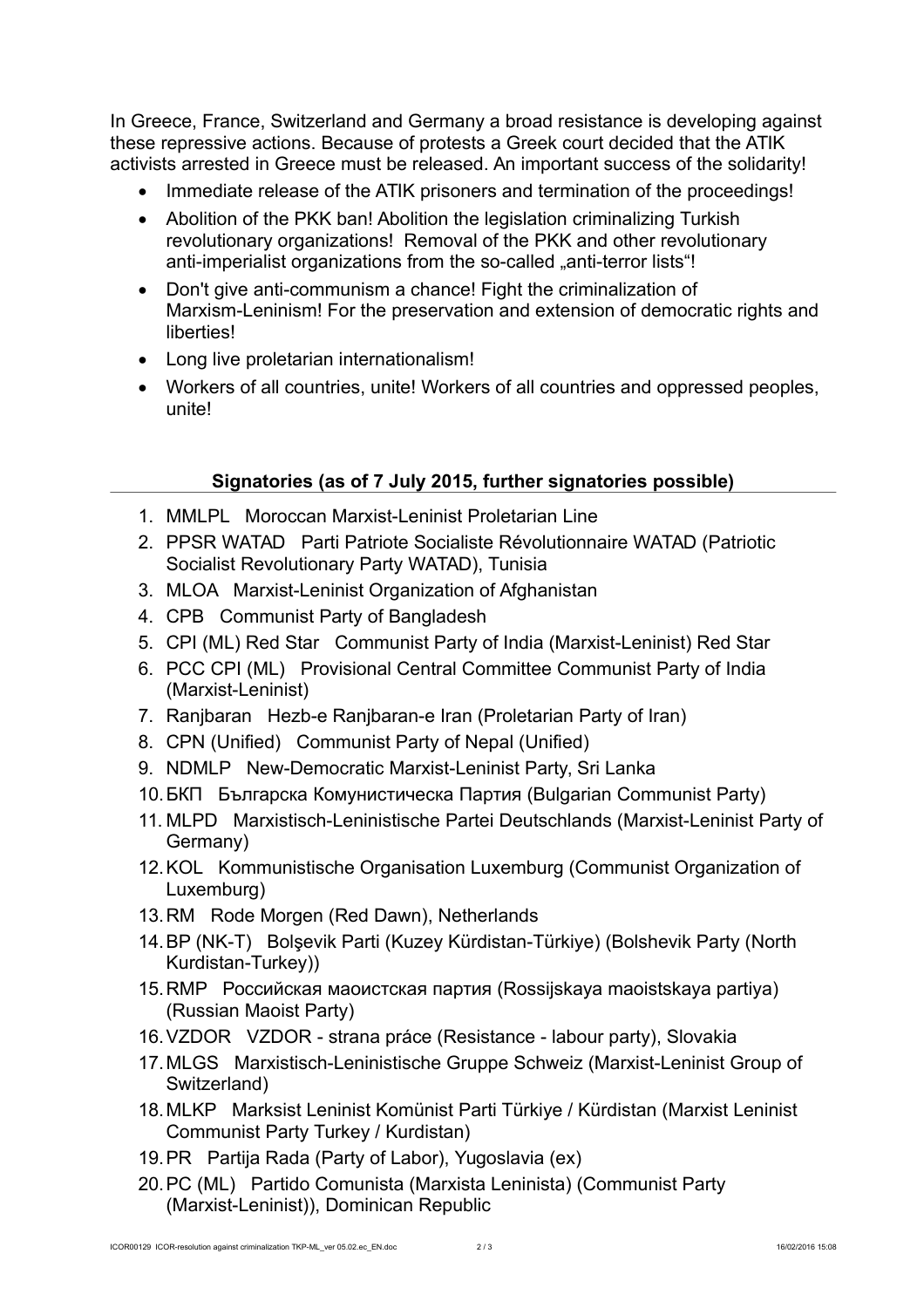In Greece, France, Switzerland and Germany a broad resistance is developing against these repressive actions. Because of protests a Greek court decided that the ATIK activists arrested in Greece must be released. An important success of the solidarity!

- Immediate release of the ATIK prisoners and termination of the proceedings!
- Abolition of the PKK ban! Abolition the legislation criminalizing Turkish revolutionary organizations! Removal of the PKK and other revolutionary anti-imperialist organizations from the so-called „anti-terror lists"!
- Don't give anti-communism a chance! Fight the criminalization of Marxism-Leninism! For the preservation and extension of democratic rights and liberties!
- Long live proletarian internationalism!
- Workers of all countries, unite! Workers of all countries and oppressed peoples, unite!

**Signatories (as of 7 July 2015, further signatories possible)**

1. MMLPL Moroccan Marxist-Leninist Proletarian Line
2. PPSR WATAD Parti Patriote Socialiste Révolutionnaire WATAD (Patriotic Socialist Revolutionary Party WATAD), Tunisia
3. MLOA Marxist-Leninist Organization of Afghanistan
4. CPB Communist Party of Bangladesh
5. CPI (ML) Red Star Communist Party of India (Marxist-Leninist) Red Star
6. PCC CPI (ML) Provisional Central Committee Communist Party of India (Marxist-Leninist)
7. Ranjbaran Hezb-e Ranjbaran-e Iran (Proletarian Party of Iran)
8. CPN (Unified) Communist Party of Nepal (Unified)
9. NDMLP New-Democratic Marxist-Leninist Party, Sri Lanka
10. БКП Българска Комунистическа Партия (Bulgarian Communist Party)
11. MLPD Marxistisch-Leninistische Partei Deutschlands (Marxist-Leninist Party of Germany)
12. KOL Kommunistische Organisation Luxemburg (Communist Organization of Luxemburg)
13. RM Rode Morgen (Red Dawn), Netherlands
14. BP (NK-T) Bolşevik Parti (Kuzey Kürdistan-Türkiye) (Bolshevik Party (North Kurdistan-Turkey))
15. RMP Российская маоистская партия (Rossijskaya maoistskaya partiya) (Russian Maoist Party)
16. VZDOR VZDOR - strana práce (Resistance - labour party), Slovakia
17. MLGS Marxistisch-Leninistische Gruppe Schweiz (Marxist-Leninist Group of Switzerland)
18. MLKP Marksist Leninist Komünist Parti Türkiye / Kürdistan (Marxist Leninist Communist Party Turkey / Kurdistan)
19. PR Partija Rada (Party of Labor), Yugoslavia (ex)
20. PC (ML) Partido Comunista (Marxista Leninista) (Communist Party (Marxist-Leninist)), Dominican Republic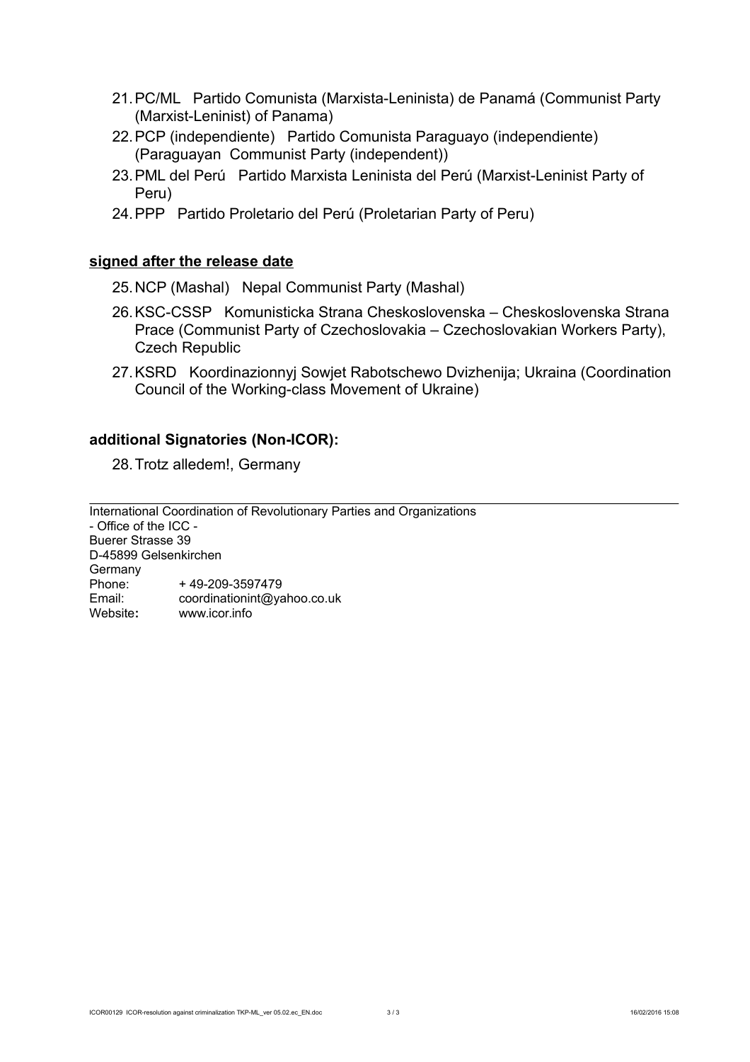21. PC/ML Partido Comunista (Marxista-Leninista) de Panamá (Communist Party (Marxist-Leninist) of Panama)
22. PCP (independiente) Partido Comunista Paraguayo (independiente) (Paraguayan Communist Party (independent))
23. PML del Perú Partido Marxista Leninista del Perú (Marxist-Leninist Party of Peru)
24. PPP Partido Proletario del Perú (Proletarian Party of Peru)

**signed after the release date**

25. NCP (Mashal) Nepal Communist Party (Mashal)
26. KSC-CSSP Komunisticka Strana Cheskoslovenska – Cheskoslovenska Strana Prace (Communist Party of Czechoslovakia – Czechoslovakian Workers Party), Czech Republic
27. KSRD Koordinazionnyj Sowjet Rabotschewo Dvizhenija; Ukraina (Coordination Council of the Working-class Movement of Ukraine)

**additional Signatories (Non-ICOR):**

28. Trotz alledem!, Germany

---

International Coordination of Revolutionary Parties and Organizations
- Office of the ICC -
Buerer Strasse 39
D-45899 Gelsenkirchen
Germany

Phone: + 49-209-3597479
Email: coordinationint@yahoo.co.uk
**Website:** www.icor.info